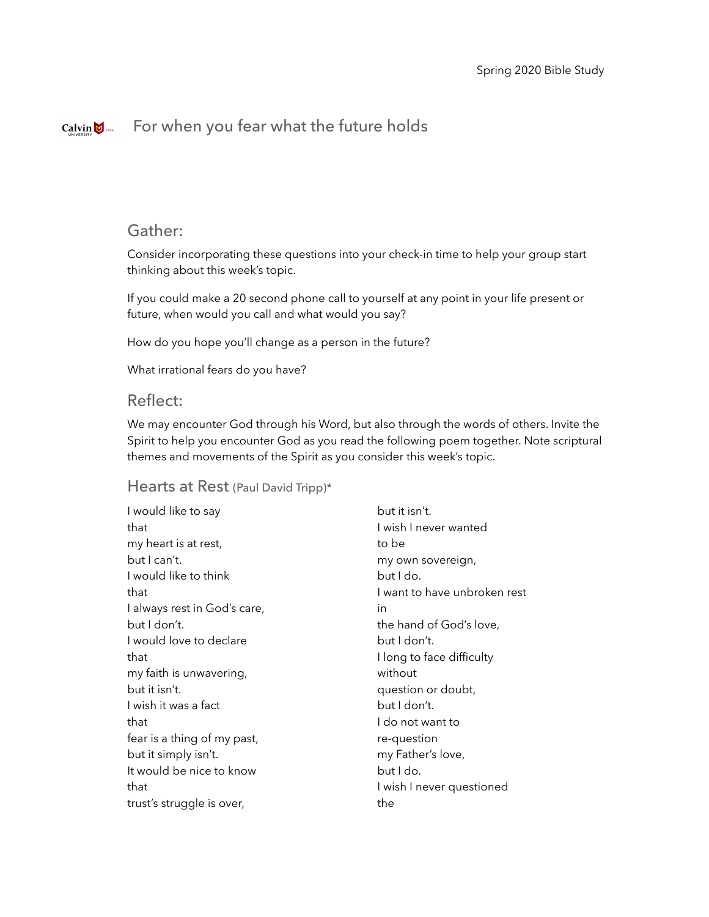Spring 2020 Bible Study

# For when you fear what the future holds

## Gather:

Consider incorporating these questions into your check-in time to help your group start thinking about this week's topic.

If you could make a 20 second phone call to yourself at any point in your life present or future, when would you call and what would you say?

How do you hope you'll change as a person in the future?

What irrational fears do you have?

## Reflect:

We may encounter God through his Word, but also through the words of others. Invite the Spirit to help you encounter God as you read the following poem together. Note scriptural themes and movements of the Spirit as you consider this week's topic.

### Hearts at Rest (Paul David Tripp)*

I would like to say  
that  
my heart is at rest,  
but I can't.  
I would like to think  
that  
I always rest in God's care,  
but I don't.  
I would love to declare  
that  
my faith is unwavering,  
but it isn't.  
I wish it was a fact  
that  
fear is a thing of my past,  
but it simply isn't.  
It would be nice to know  
that  
trust's struggle is over,  
but it isn't.  
I wish I never wanted  
to be  
my own sovereign,  
but I do.  
I want to have unbroken rest  
in  
the hand of God's love,  
but I don't.  
I long to face difficulty  
without  
question or doubt,  
but I don't.  
I do not want to  
re-question  
my Father's love,  
but I do.  
I wish I never questioned  
the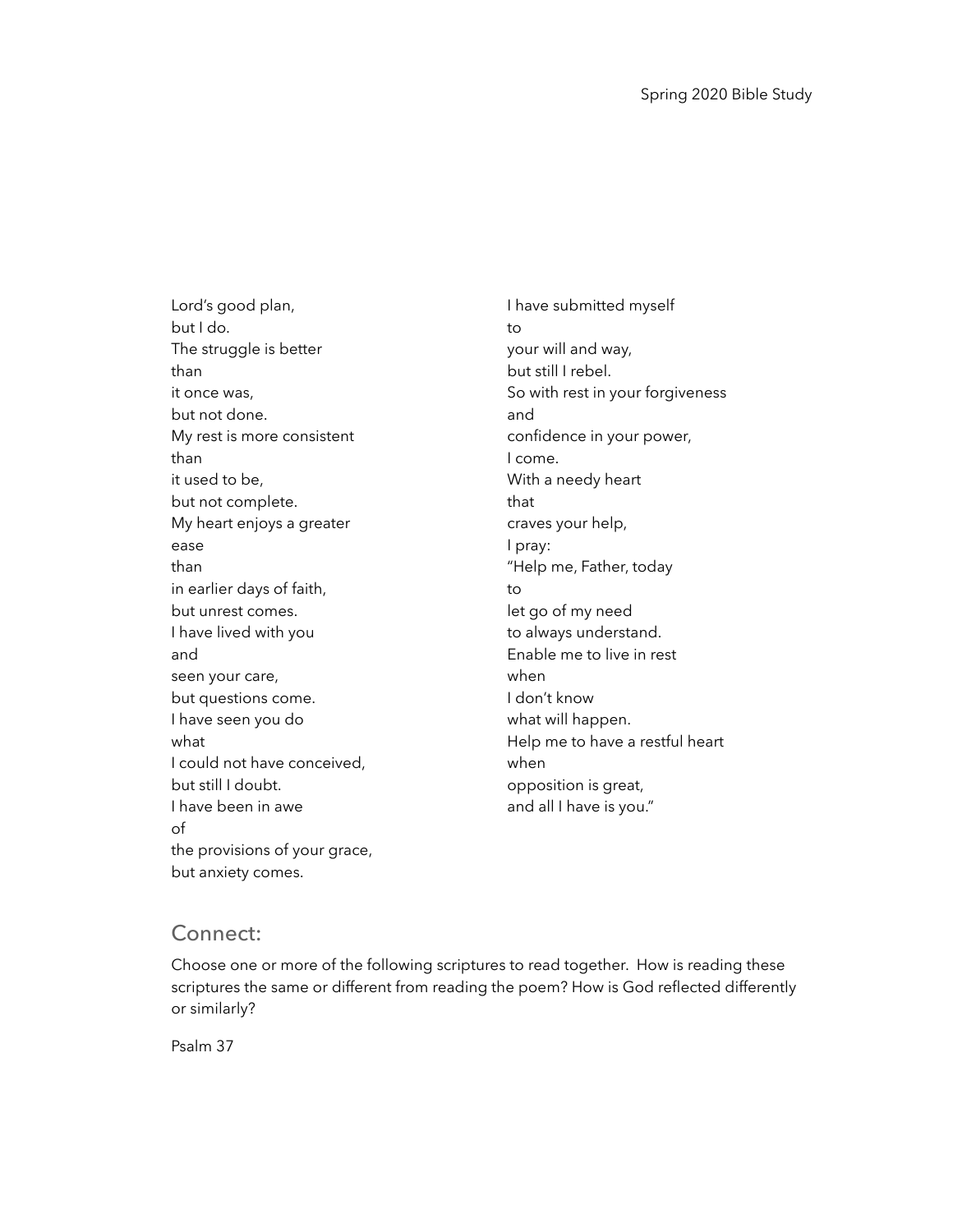Lord's good plan,
but I do.
The struggle is better
than
it once was,
but not done.
My rest is more consistent
than
it used to be,
but not complete.
My heart enjoys a greater
ease
than
in earlier days of faith,
but unrest comes.
I have lived with you
and
seen your care,
but questions come.
I have seen you do
what
I could not have conceived,
but still I doubt.
I have been in awe
of
the provisions of your grace,
but anxiety comes.
I have submitted myself
to
your will and way,
but still I rebel.
So with rest in your forgiveness
and
confidence in your power,
I come.
With a needy heart
that
craves your help,
I pray:
"Help me, Father, today
to
let go of my need
to always understand.
Enable me to live in rest
when
I don't know
what will happen.
Help me to have a restful heart
when
opposition is great,
and all I have is you."

## Connect:

Choose one or more of the following scriptures to read together. How is reading these scriptures the same or different from reading the poem? How is God reflected differently or similarly?

Psalm 37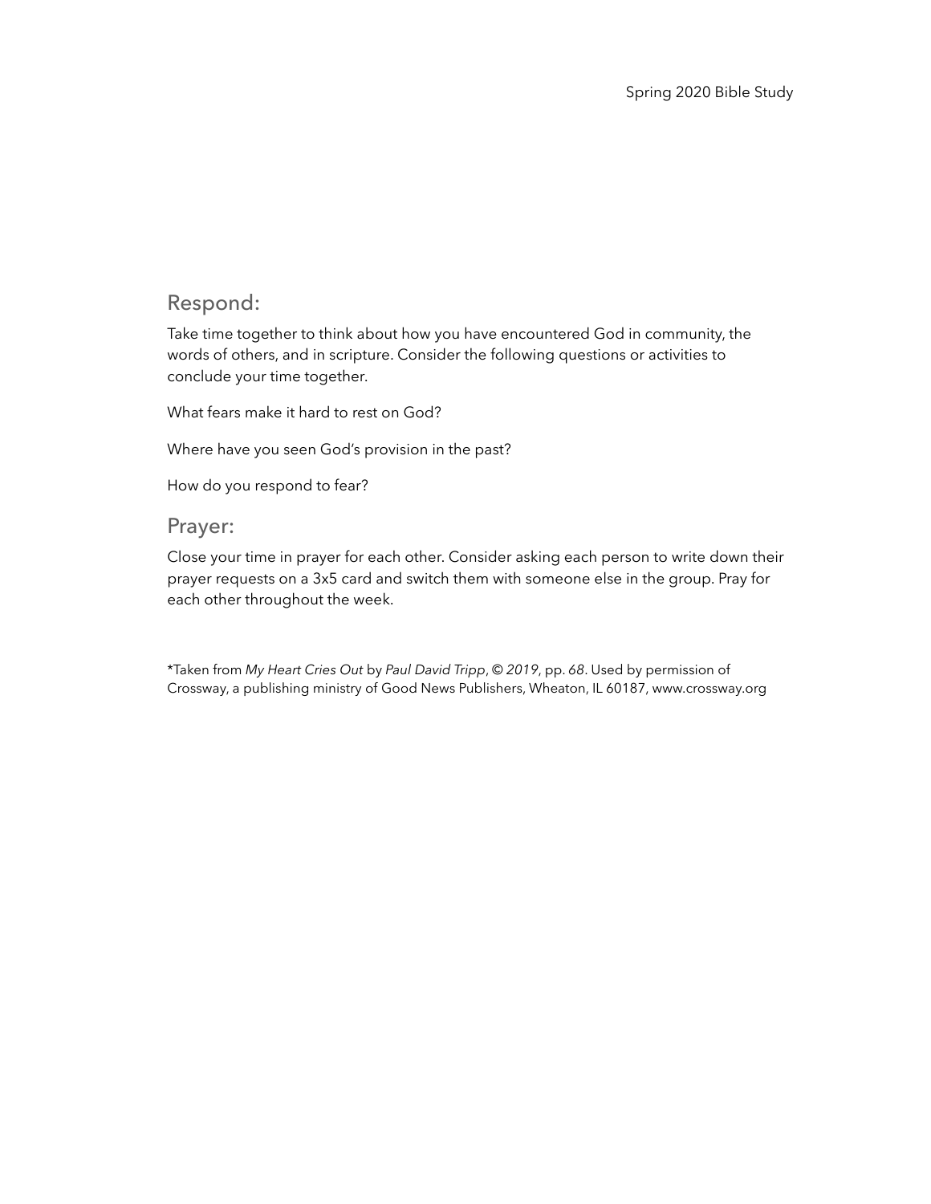## Respond:

Take time together to think about how you have encountered God in community, the words of others, and in scripture. Consider the following questions or activities to conclude your time together.

What fears make it hard to rest on God?

Where have you seen God's provision in the past?

How do you respond to fear?

## Prayer:

Close your time in prayer for each other. Consider asking each person to write down their prayer requests on a 3x5 card and switch them with someone else in the group. Pray for each other throughout the week.

*Taken from *My Heart Cries Out* by *Paul David Tripp*, *© 2019*, pp. *68*. Used by permission of Crossway, a publishing ministry of Good News Publishers, Wheaton, IL 60187, www.crossway.org